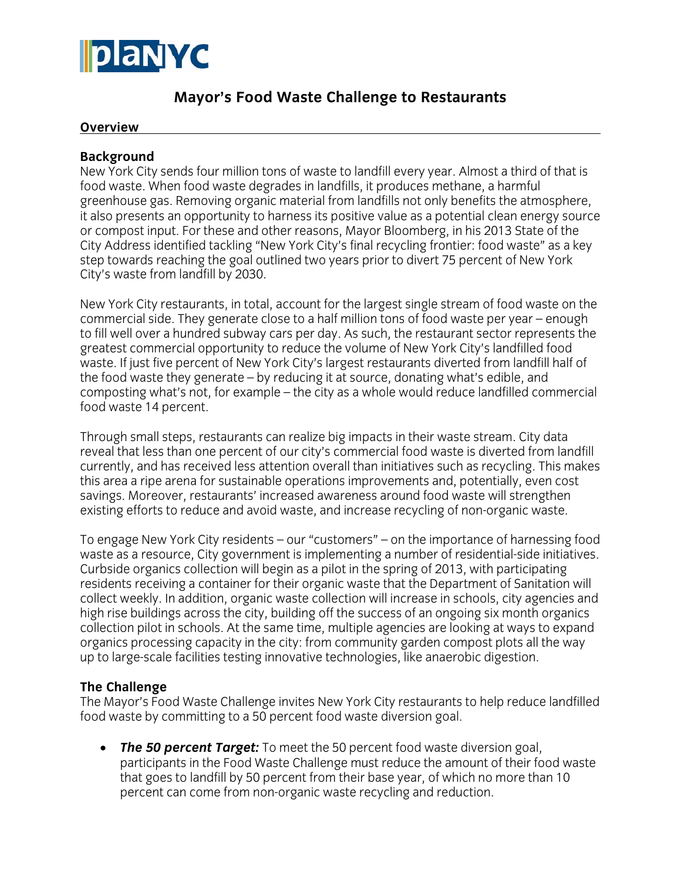planyc

# Mayor's Food Waste Challenge to Restaurants

## Overview

### Background

New York City sends four million tons of waste to landfill every year. Almost a third of that is food waste. When food waste degrades in landfills, it produces methane, a harmful greenhouse gas. Removing organic material from landfills not only benefits the atmosphere, it also presents an opportunity to harness its positive value as a potential clean energy source or compost input. For these and other reasons, Mayor Bloomberg, in his 2013 State of the City Address identified tackling "New York City's final recycling frontier: food waste" as a key step towards reaching the goal outlined two years prior to divert 75 percent of New York City's waste from landfill by 2030.

New York City restaurants, in total, account for the largest single stream of food waste on the commercial side. They generate close to a half million tons of food waste per year – enough to fill well over a hundred subway cars per day. As such, the restaurant sector represents the greatest commercial opportunity to reduce the volume of New York City's landfilled food waste. If just five percent of New York City's largest restaurants diverted from landfill half of the food waste they generate – by reducing it at source, donating what's edible, and composting what's not, for example – the city as a whole would reduce landfilled commercial food waste 14 percent.

Through small steps, restaurants can realize big impacts in their waste stream. City data reveal that less than one percent of our city's commercial food waste is diverted from landfill currently, and has received less attention overall than initiatives such as recycling. This makes this area a ripe arena for sustainable operations improvements and, potentially, even cost savings. Moreover, restaurants' increased awareness around food waste will strengthen existing efforts to reduce and avoid waste, and increase recycling of non-organic waste.

To engage New York City residents – our "customers" – on the importance of harnessing food waste as a resource, City government is implementing a number of residential-side initiatives. Curbside organics collection will begin as a pilot in the spring of 2013, with participating residents receiving a container for their organic waste that the Department of Sanitation will collect weekly. In addition, organic waste collection will increase in schools, city agencies and high rise buildings across the city, building off the success of an ongoing six month organics collection pilot in schools. At the same time, multiple agencies are looking at ways to expand organics processing capacity in the city: from community garden compost plots all the way up to large-scale facilities testing innovative technologies, like anaerobic digestion.

### The Challenge

The Mayor's Food Waste Challenge invites New York City restaurants to help reduce landfilled food waste by committing to a 50 percent food waste diversion goal.

- ***The 50 percent Target:*** To meet the 50 percent food waste diversion goal, participants in the Food Waste Challenge must reduce the amount of their food waste that goes to landfill by 50 percent from their base year, of which no more than 10 percent can come from non-organic waste recycling and reduction.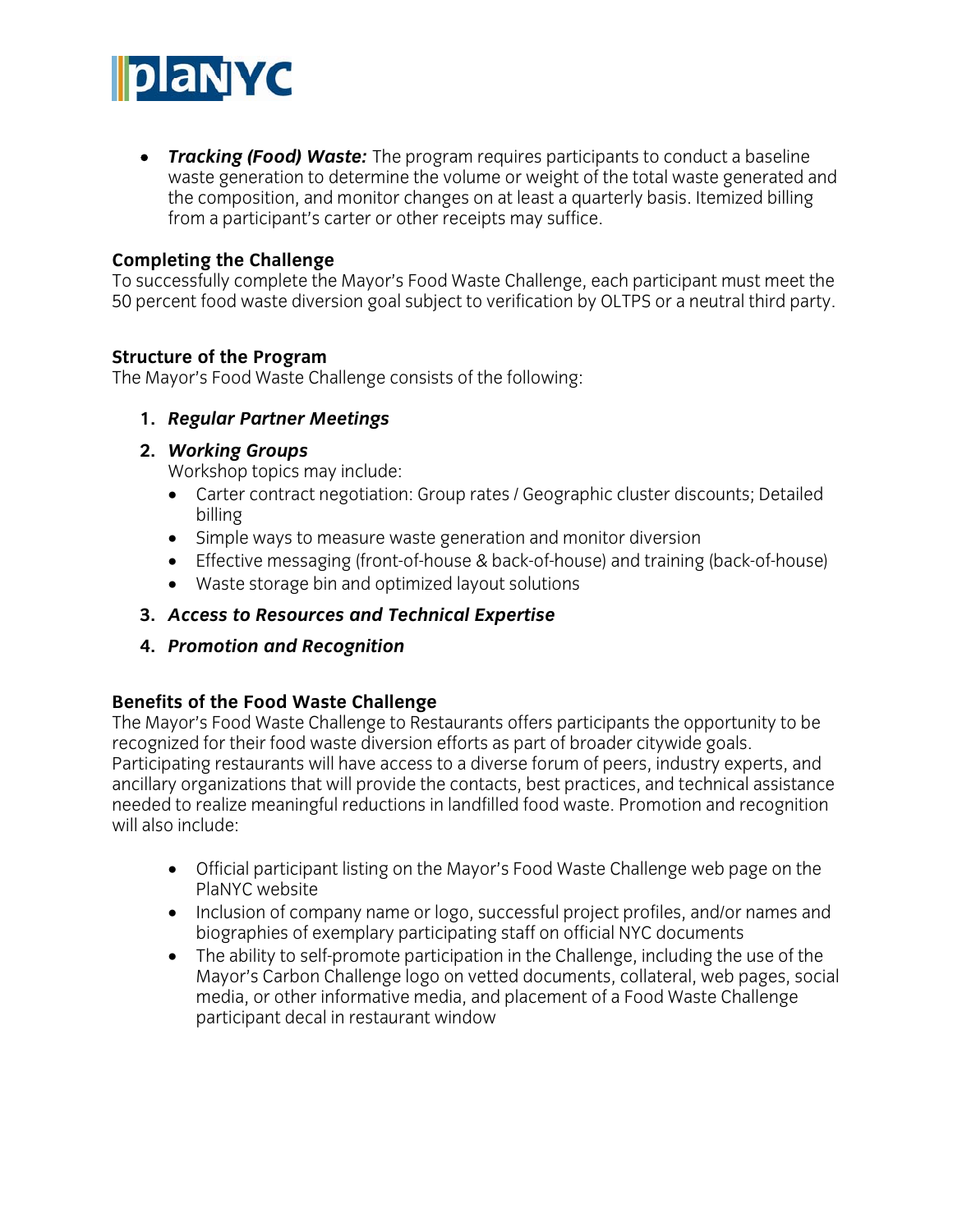- ***Tracking (Food) Waste:*** The program requires participants to conduct a baseline waste generation to determine the volume or weight of the total waste generated and the composition, and monitor changes on at least a quarterly basis. Itemized billing from a participant's carter or other receipts may suffice.

### Completing the Challenge

To successfully complete the Mayor's Food Waste Challenge, each participant must meet the 50 percent food waste diversion goal subject to verification by OLTPS or a neutral third party.

### Structure of the Program

The Mayor's Food Waste Challenge consists of the following:

1. ***Regular Partner Meetings***
2. ***Working Groups***
   Workshop topics may include:
   - Carter contract negotiation: Group rates / Geographic cluster discounts; Detailed billing
   - Simple ways to measure waste generation and monitor diversion
   - Effective messaging (front-of-house & back-of-house) and training (back-of-house)
   - Waste storage bin and optimized layout solutions
3. ***Access to Resources and Technical Expertise***
4. ***Promotion and Recognition***

### Benefits of the Food Waste Challenge

The Mayor's Food Waste Challenge to Restaurants offers participants the opportunity to be recognized for their food waste diversion efforts as part of broader citywide goals. Participating restaurants will have access to a diverse forum of peers, industry experts, and ancillary organizations that will provide the contacts, best practices, and technical assistance needed to realize meaningful reductions in landfilled food waste. Promotion and recognition will also include:

- Official participant listing on the Mayor's Food Waste Challenge web page on the PlaNYC website
- Inclusion of company name or logo, successful project profiles, and/or names and biographies of exemplary participating staff on official NYC documents
- The ability to self-promote participation in the Challenge, including the use of the Mayor's Carbon Challenge logo on vetted documents, collateral, web pages, social media, or other informative media, and placement of a Food Waste Challenge participant decal in restaurant window